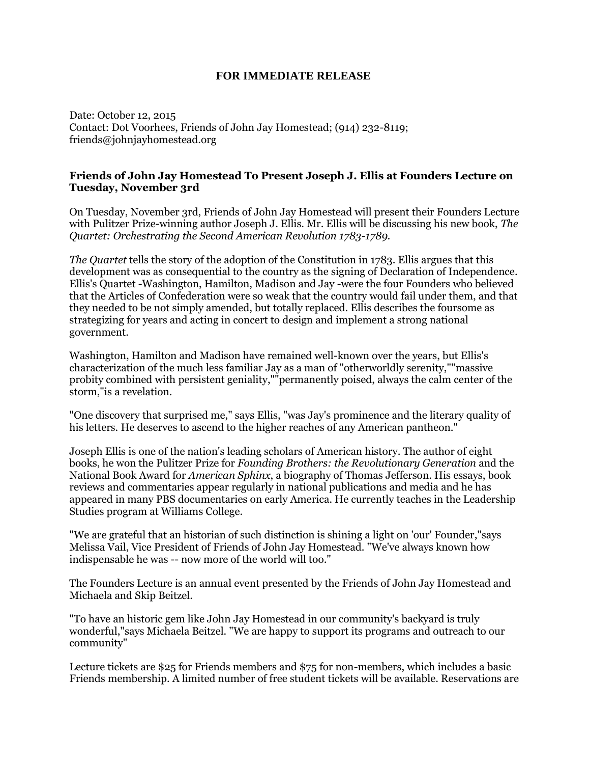**FOR IMMEDIATE RELEASE**

Date: October 12, 2015
Contact: Dot Voorhees, Friends of John Jay Homestead; (914) 232-8119; friends@johnjayhomestead.org

**Friends of John Jay Homestead To Present Joseph J. Ellis at Founders Lecture on Tuesday, November 3rd**

On Tuesday, November 3rd, Friends of John Jay Homestead will present their Founders Lecture with Pulitzer Prize-winning author Joseph J. Ellis. Mr. Ellis will be discussing his new book, *The Quartet: Orchestrating the Second American Revolution 1783-1789.*

*The Quartet* tells the story of the adoption of the Constitution in 1783. Ellis argues that this development was as consequential to the country as the signing of Declaration of Independence. Ellis's Quartet -Washington, Hamilton, Madison and Jay -were the four Founders who believed that the Articles of Confederation were so weak that the country would fail under them, and that they needed to be not simply amended, but totally replaced. Ellis describes the foursome as strategizing for years and acting in concert to design and implement a strong national government.

Washington, Hamilton and Madison have remained well-known over the years, but Ellis's characterization of the much less familiar Jay as a man of "otherworldly serenity,""massive probity combined with persistent geniality,""permanently poised, always the calm center of the storm,"is a revelation.

"One discovery that surprised me," says Ellis, "was Jay's prominence and the literary quality of his letters. He deserves to ascend to the higher reaches of any American pantheon."

Joseph Ellis is one of the nation's leading scholars of American history. The author of eight books, he won the Pulitzer Prize for *Founding Brothers: the Revolutionary Generation* and the National Book Award for *American Sphinx*, a biography of Thomas Jefferson. His essays, book reviews and commentaries appear regularly in national publications and media and he has appeared in many PBS documentaries on early America. He currently teaches in the Leadership Studies program at Williams College.

"We are grateful that an historian of such distinction is shining a light on 'our' Founder,"says Melissa Vail, Vice President of Friends of John Jay Homestead. "We've always known how indispensable he was -- now more of the world will too."

The Founders Lecture is an annual event presented by the Friends of John Jay Homestead and Michaela and Skip Beitzel.

"To have an historic gem like John Jay Homestead in our community's backyard is truly wonderful,"says Michaela Beitzel. "We are happy to support its programs and outreach to our community"

Lecture tickets are $25 for Friends members and $75 for non-members, which includes a basic Friends membership. A limited number of free student tickets will be available. Reservations are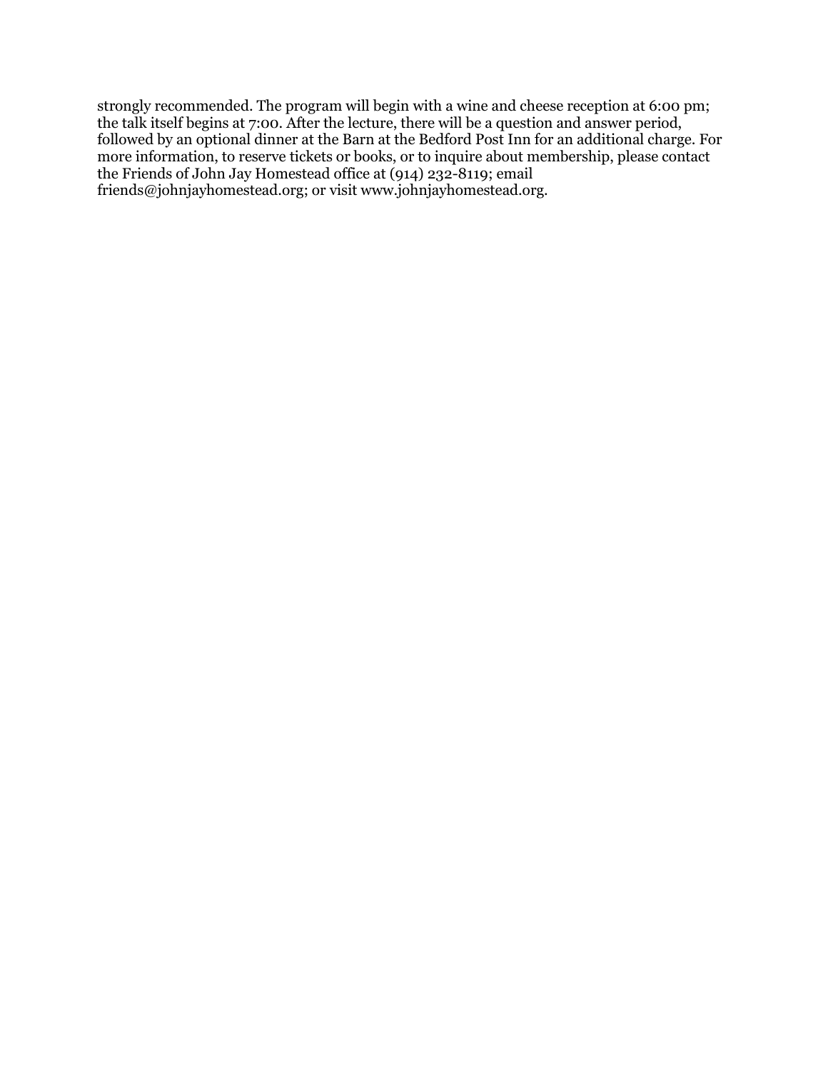strongly recommended. The program will begin with a wine and cheese reception at 6:00 pm; the talk itself begins at 7:00. After the lecture, there will be a question and answer period, followed by an optional dinner at the Barn at the Bedford Post Inn for an additional charge. For more information, to reserve tickets or books, or to inquire about membership, please contact the Friends of John Jay Homestead office at (914) 232-8119; email friends@johnjayhomestead.org; or visit www.johnjayhomestead.org.